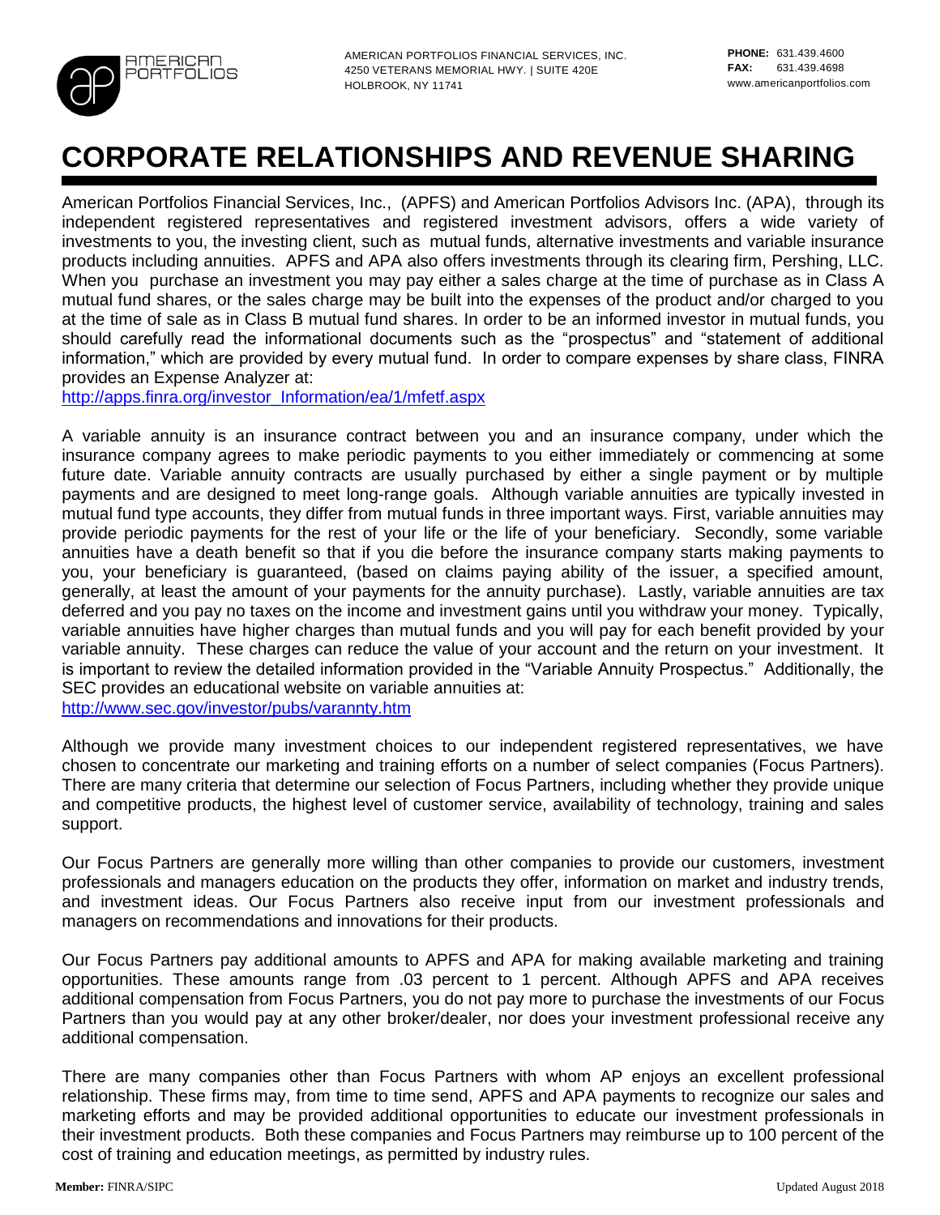AMERICAN PORTFOLIOS

AMERICAN PORTFOLIOS FINANCIAL SERVICES, INC.
4250 VETERANS MEMORIAL HWY. | SUITE 420E
HOLBROOK, NY 11741

**PHONE:** 631.439.4600
**FAX:** 631.439.4698
www.americanportfolios.com

# CORPORATE RELATIONSHIPS AND REVENUE SHARING

American Portfolios Financial Services, Inc., (APFS) and American Portfolios Advisors Inc. (APA), through its independent registered representatives and registered investment advisors, offers a wide variety of investments to you, the investing client, such as mutual funds, alternative investments and variable insurance products including annuities. APFS and APA also offers investments through its clearing firm, Pershing, LLC. When you purchase an investment you may pay either a sales charge at the time of purchase as in Class A mutual fund shares, or the sales charge may be built into the expenses of the product and/or charged to you at the time of sale as in Class B mutual fund shares. In order to be an informed investor in mutual funds, you should carefully read the informational documents such as the "prospectus" and "statement of additional information," which are provided by every mutual fund. In order to compare expenses by share class, FINRA provides an Expense Analyzer at:
http://apps.finra.org/investor_Information/ea/1/mfetf.aspx

A variable annuity is an insurance contract between you and an insurance company, under which the insurance company agrees to make periodic payments to you either immediately or commencing at some future date. Variable annuity contracts are usually purchased by either a single payment or by multiple payments and are designed to meet long-range goals. Although variable annuities are typically invested in mutual fund type accounts, they differ from mutual funds in three important ways. First, variable annuities may provide periodic payments for the rest of your life or the life of your beneficiary. Secondly, some variable annuities have a death benefit so that if you die before the insurance company starts making payments to you, your beneficiary is guaranteed, (based on claims paying ability of the issuer, a specified amount, generally, at least the amount of your payments for the annuity purchase). Lastly, variable annuities are tax deferred and you pay no taxes on the income and investment gains until you withdraw your money. Typically, variable annuities have higher charges than mutual funds and you will pay for each benefit provided by your variable annuity. These charges can reduce the value of your account and the return on your investment. It is important to review the detailed information provided in the "Variable Annuity Prospectus." Additionally, the SEC provides an educational website on variable annuities at:
http://www.sec.gov/investor/pubs/varannty.htm

Although we provide many investment choices to our independent registered representatives, we have chosen to concentrate our marketing and training efforts on a number of select companies (Focus Partners). There are many criteria that determine our selection of Focus Partners, including whether they provide unique and competitive products, the highest level of customer service, availability of technology, training and sales support.

Our Focus Partners are generally more willing than other companies to provide our customers, investment professionals and managers education on the products they offer, information on market and industry trends, and investment ideas. Our Focus Partners also receive input from our investment professionals and managers on recommendations and innovations for their products.

Our Focus Partners pay additional amounts to APFS and APA for making available marketing and training opportunities. These amounts range from .03 percent to 1 percent. Although APFS and APA receives additional compensation from Focus Partners, you do not pay more to purchase the investments of our Focus Partners than you would pay at any other broker/dealer, nor does your investment professional receive any additional compensation.

There are many companies other than Focus Partners with whom AP enjoys an excellent professional relationship. These firms may, from time to time send, APFS and APA payments to recognize our sales and marketing efforts and may be provided additional opportunities to educate our investment professionals in their investment products. Both these companies and Focus Partners may reimburse up to 100 percent of the cost of training and education meetings, as permitted by industry rules.

**Member:** FINRA/SIPC

Updated August 2018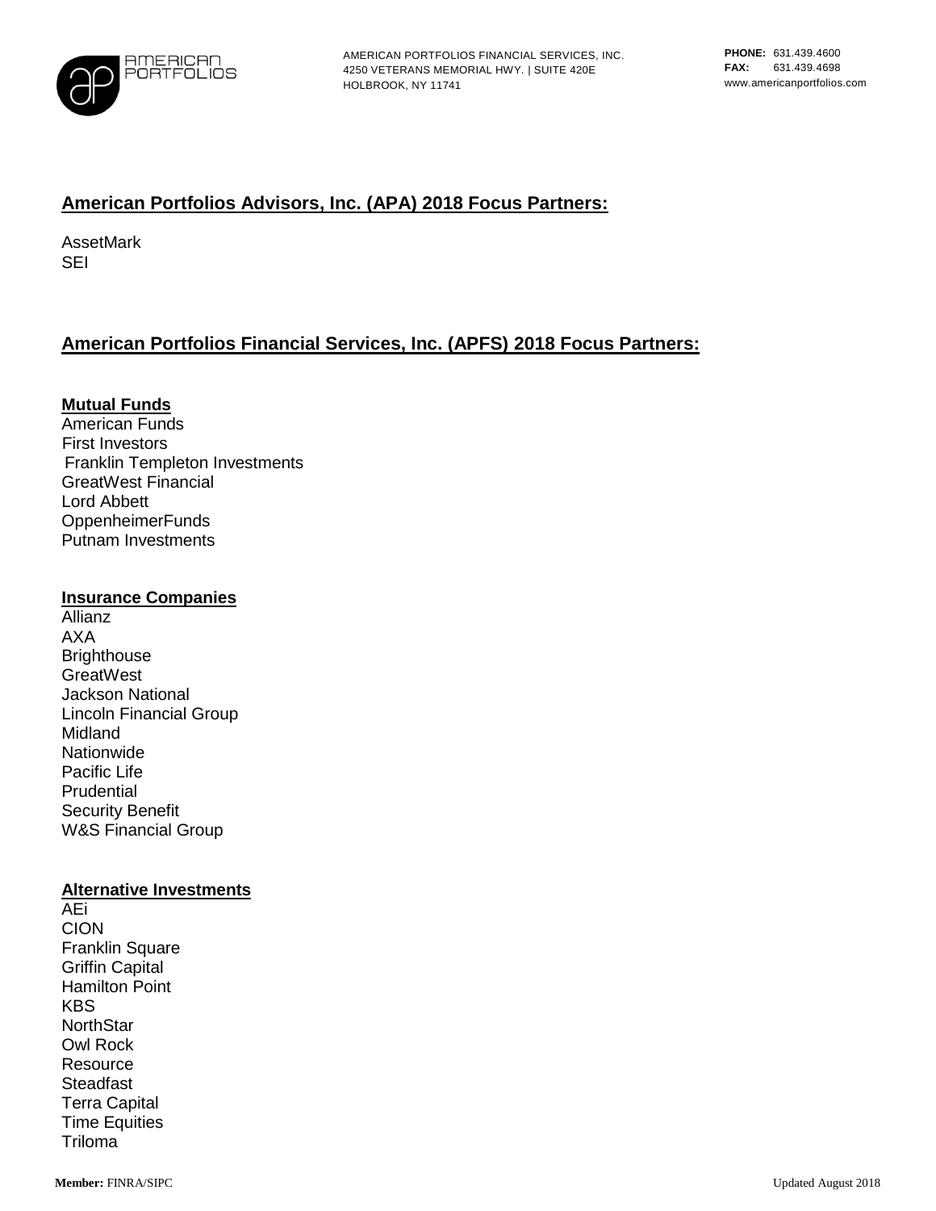AMERICAN PORTFOLIOS FINANCIAL SERVICES, INC.
4250 VETERANS MEMORIAL HWY. | SUITE 420E
HOLBROOK, NY 11741

**PHONE:** 631.439.4600
**FAX:** 631.439.4698
www.americanportfolios.com

## American Portfolios Advisors, Inc. (APA) 2018 Focus Partners:

AssetMark
SEI

## American Portfolios Financial Services, Inc. (APFS) 2018 Focus Partners:

### Mutual Funds

American Funds
First Investors
Franklin Templeton Investments
GreatWest Financial
Lord Abbett
OppenheimerFunds
Putnam Investments

### Insurance Companies

Allianz
AXA
Brighthouse
GreatWest
Jackson National
Lincoln Financial Group
Midland
Nationwide
Pacific Life
Prudential
Security Benefit
W&S Financial Group

### Alternative Investments

AEi
CION
Franklin Square
Griffin Capital
Hamilton Point
KBS
NorthStar
Owl Rock
Resource
Steadfast
Terra Capital
Time Equities
Triloma

**Member:** FINRA/SIPC

Updated August 2018